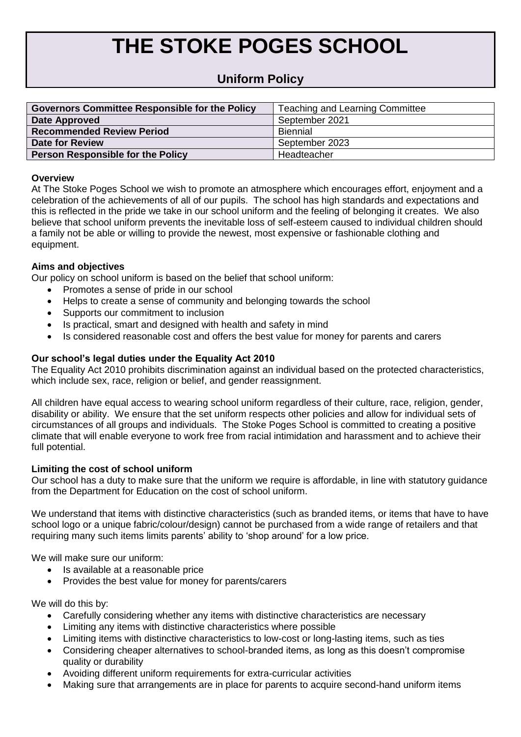# THE STOKE POGES SCHOOL

## Uniform Policy

| Governors Committee Responsible for the Policy | Teaching and Learning Committee |
|---|---|
| **Date Approved** | September 2021 |
| **Recommended Review Period** | Biennial |
| **Date for Review** | September 2023 |
| **Person Responsible for the Policy** | Headteacher |

**Overview**

At The Stoke Poges School we wish to promote an atmosphere which encourages effort, enjoyment and a celebration of the achievements of all of our pupils. The school has high standards and expectations and this is reflected in the pride we take in our school uniform and the feeling of belonging it creates. We also believe that school uniform prevents the inevitable loss of self-esteem caused to individual children should a family not be able or willing to provide the newest, most expensive or fashionable clothing and equipment.

**Aims and objectives**

Our policy on school uniform is based on the belief that school uniform:

- Promotes a sense of pride in our school
- Helps to create a sense of community and belonging towards the school
- Supports our commitment to inclusion
- Is practical, smart and designed with health and safety in mind
- Is considered reasonable cost and offers the best value for money for parents and carers

**Our school's legal duties under the Equality Act 2010**

The Equality Act 2010 prohibits discrimination against an individual based on the protected characteristics, which include sex, race, religion or belief, and gender reassignment.

All children have equal access to wearing school uniform regardless of their culture, race, religion, gender, disability or ability. We ensure that the set uniform respects other policies and allow for individual sets of circumstances of all groups and individuals. The Stoke Poges School is committed to creating a positive climate that will enable everyone to work free from racial intimidation and harassment and to achieve their full potential.

**Limiting the cost of school uniform**

Our school has a duty to make sure that the uniform we require is affordable, in line with statutory guidance from the Department for Education on the cost of school uniform.

We understand that items with distinctive characteristics (such as branded items, or items that have to have school logo or a unique fabric/colour/design) cannot be purchased from a wide range of retailers and that requiring many such items limits parents' ability to 'shop around' for a low price.

We will make sure our uniform:

- Is available at a reasonable price
- Provides the best value for money for parents/carers

We will do this by:

- Carefully considering whether any items with distinctive characteristics are necessary
- Limiting any items with distinctive characteristics where possible
- Limiting items with distinctive characteristics to low-cost or long-lasting items, such as ties
- Considering cheaper alternatives to school-branded items, as long as this doesn't compromise quality or durability
- Avoiding different uniform requirements for extra-curricular activities
- Making sure that arrangements are in place for parents to acquire second-hand uniform items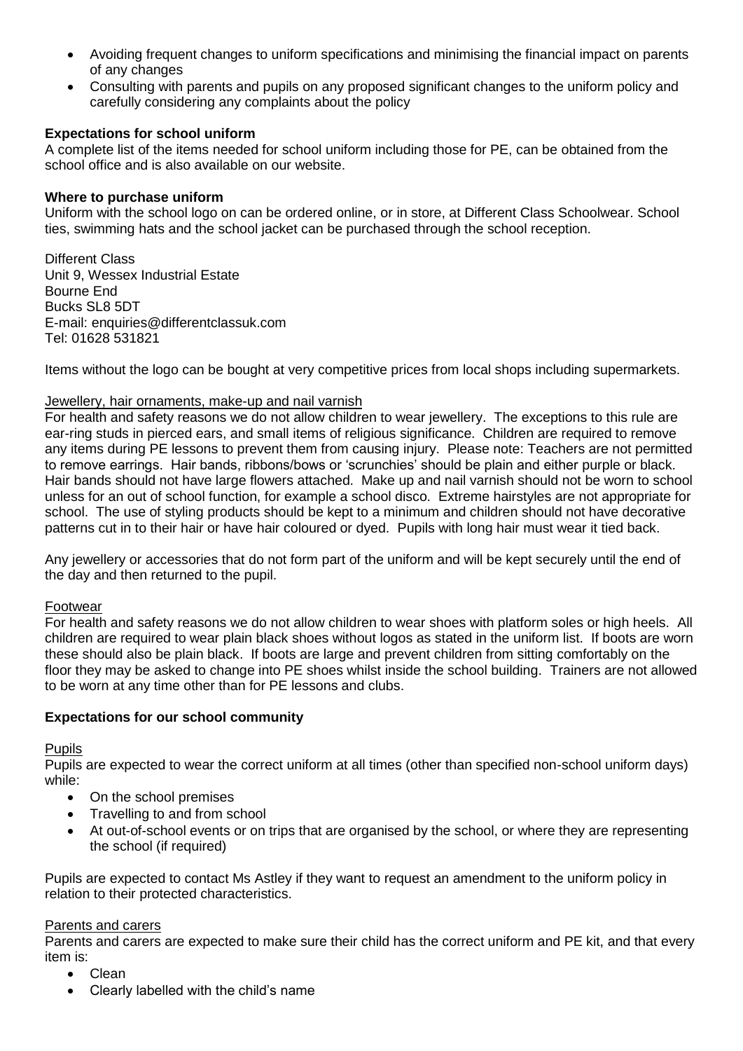- Avoiding frequent changes to uniform specifications and minimising the financial impact on parents of any changes
- Consulting with parents and pupils on any proposed significant changes to the uniform policy and carefully considering any complaints about the policy

**Expectations for school uniform**

A complete list of the items needed for school uniform including those for PE, can be obtained from the school office and is also available on our website.

**Where to purchase uniform**

Uniform with the school logo on can be ordered online, or in store, at Different Class Schoolwear. School ties, swimming hats and the school jacket can be purchased through the school reception.

Different Class
Unit 9, Wessex Industrial Estate
Bourne End
Bucks SL8 5DT
E-mail: enquiries@differentclassuk.com
Tel: 01628 531821

Items without the logo can be bought at very competitive prices from local shops including supermarkets.

Jewellery, hair ornaments, make-up and nail varnish

For health and safety reasons we do not allow children to wear jewellery. The exceptions to this rule are ear-ring studs in pierced ears, and small items of religious significance. Children are required to remove any items during PE lessons to prevent them from causing injury. Please note: Teachers are not permitted to remove earrings. Hair bands, ribbons/bows or 'scrunchies' should be plain and either purple or black. Hair bands should not have large flowers attached. Make up and nail varnish should not be worn to school unless for an out of school function, for example a school disco. Extreme hairstyles are not appropriate for school. The use of styling products should be kept to a minimum and children should not have decorative patterns cut in to their hair or have hair coloured or dyed. Pupils with long hair must wear it tied back.

Any jewellery or accessories that do not form part of the uniform and will be kept securely until the end of the day and then returned to the pupil.

Footwear

For health and safety reasons we do not allow children to wear shoes with platform soles or high heels. All children are required to wear plain black shoes without logos as stated in the uniform list. If boots are worn these should also be plain black. If boots are large and prevent children from sitting comfortably on the floor they may be asked to change into PE shoes whilst inside the school building. Trainers are not allowed to be worn at any time other than for PE lessons and clubs.

**Expectations for our school community**

Pupils

Pupils are expected to wear the correct uniform at all times (other than specified non-school uniform days) while:

- On the school premises
- Travelling to and from school
- At out-of-school events or on trips that are organised by the school, or where they are representing the school (if required)

Pupils are expected to contact Ms Astley if they want to request an amendment to the uniform policy in relation to their protected characteristics.

Parents and carers

Parents and carers are expected to make sure their child has the correct uniform and PE kit, and that every item is:

- Clean
- Clearly labelled with the child's name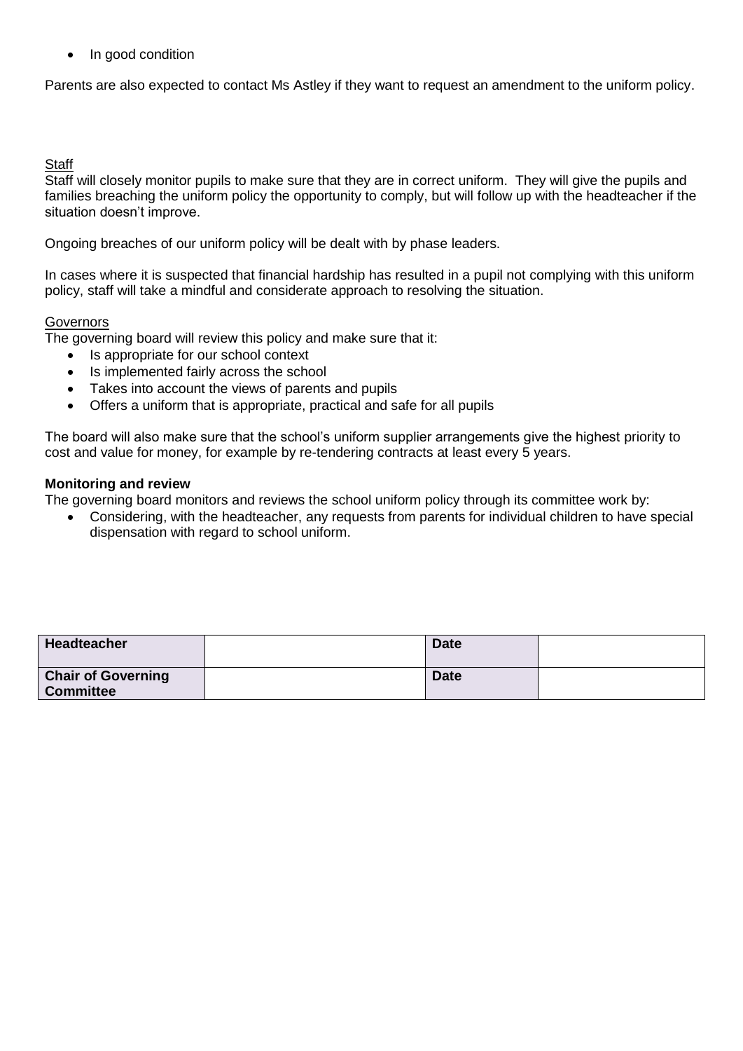- In good condition

Parents are also expected to contact Ms Astley if they want to request an amendment to the uniform policy.

Staff

Staff will closely monitor pupils to make sure that they are in correct uniform. They will give the pupils and families breaching the uniform policy the opportunity to comply, but will follow up with the headteacher if the situation doesn't improve.

Ongoing breaches of our uniform policy will be dealt with by phase leaders.

In cases where it is suspected that financial hardship has resulted in a pupil not complying with this uniform policy, staff will take a mindful and considerate approach to resolving the situation.

Governors

The governing board will review this policy and make sure that it:

- Is appropriate for our school context
- Is implemented fairly across the school
- Takes into account the views of parents and pupils
- Offers a uniform that is appropriate, practical and safe for all pupils

The board will also make sure that the school's uniform supplier arrangements give the highest priority to cost and value for money, for example by re-tendering contracts at least every 5 years.

**Monitoring and review**

The governing board monitors and reviews the school uniform policy through its committee work by:

- Considering, with the headteacher, any requests from parents for individual children to have special dispensation with regard to school uniform.

| | | | |
|---|---|---|---|
| **Headteacher** | | **Date** | |
| **Chair of Governing Committee** | | **Date** | |